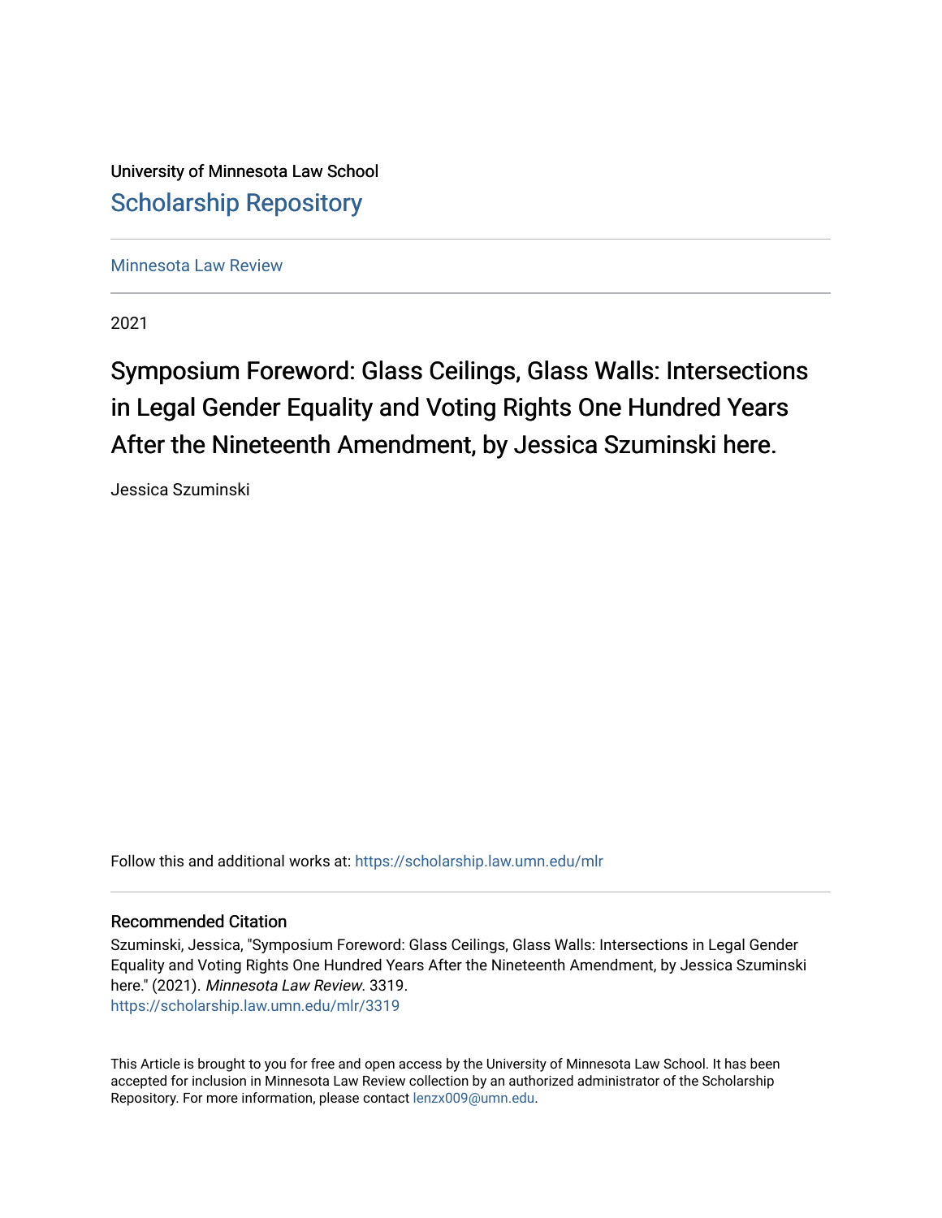University of Minnesota Law School

# Scholarship Repository

Minnesota Law Review

2021

## Symposium Foreword: Glass Ceilings, Glass Walls: Intersections in Legal Gender Equality and Voting Rights One Hundred Years After the Nineteenth Amendment, by Jessica Szuminski here.

Jessica Szuminski

Follow this and additional works at: https://scholarship.law.umn.edu/mlr

### Recommended Citation

Szuminski, Jessica, "Symposium Foreword: Glass Ceilings, Glass Walls: Intersections in Legal Gender Equality and Voting Rights One Hundred Years After the Nineteenth Amendment, by Jessica Szuminski here." (2021). *Minnesota Law Review*. 3319.
https://scholarship.law.umn.edu/mlr/3319

This Article is brought to you for free and open access by the University of Minnesota Law School. It has been accepted for inclusion in Minnesota Law Review collection by an authorized administrator of the Scholarship Repository. For more information, please contact lenzx009@umn.edu.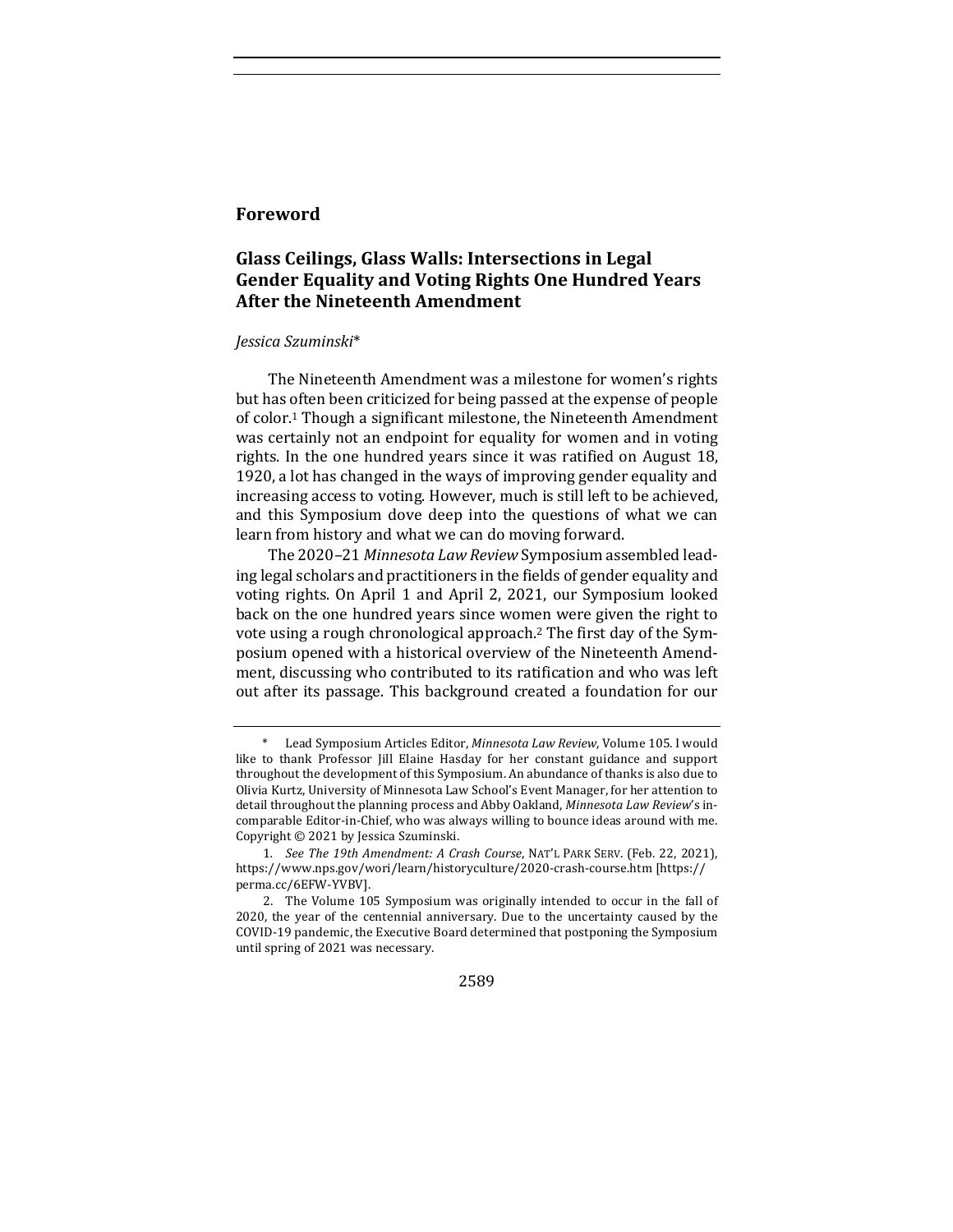## Foreword

## Glass Ceilings, Glass Walls: Intersections in Legal Gender Equality and Voting Rights One Hundred Years After the Nineteenth Amendment

*Jessica Szuminski**

The Nineteenth Amendment was a milestone for women's rights but has often been criticized for being passed at the expense of people of color.[1] Though a significant milestone, the Nineteenth Amendment was certainly not an endpoint for equality for women and in voting rights. In the one hundred years since it was ratified on August 18, 1920, a lot has changed in the ways of improving gender equality and increasing access to voting. However, much is still left to be achieved, and this Symposium dove deep into the questions of what we can learn from history and what we can do moving forward.

The 2020–21 *Minnesota Law Review* Symposium assembled leading legal scholars and practitioners in the fields of gender equality and voting rights. On April 1 and April 2, 2021, our Symposium looked back on the one hundred years since women were given the right to vote using a rough chronological approach.[2] The first day of the Symposium opened with a historical overview of the Nineteenth Amendment, discussing who contributed to its ratification and who was left out after its passage. This background created a foundation for our

---

\* Lead Symposium Articles Editor, *Minnesota Law Review*, Volume 105. I would like to thank Professor Jill Elaine Hasday for her constant guidance and support throughout the development of this Symposium. An abundance of thanks is also due to Olivia Kurtz, University of Minnesota Law School's Event Manager, for her attention to detail throughout the planning process and Abby Oakland, *Minnesota Law Review*'s incomparable Editor-in-Chief, who was always willing to bounce ideas around with me. Copyright © 2021 by Jessica Szuminski.

1. *See The 19th Amendment: A Crash Course*, NAT'L PARK SERV. (Feb. 22, 2021), https://www.nps.gov/wori/learn/historyculture/2020-crash-course.htm [https://perma.cc/6EFW-YVBV].

2. The Volume 105 Symposium was originally intended to occur in the fall of 2020, the year of the centennial anniversary. Due to the uncertainty caused by the COVID-19 pandemic, the Executive Board determined that postponing the Symposium until spring of 2021 was necessary.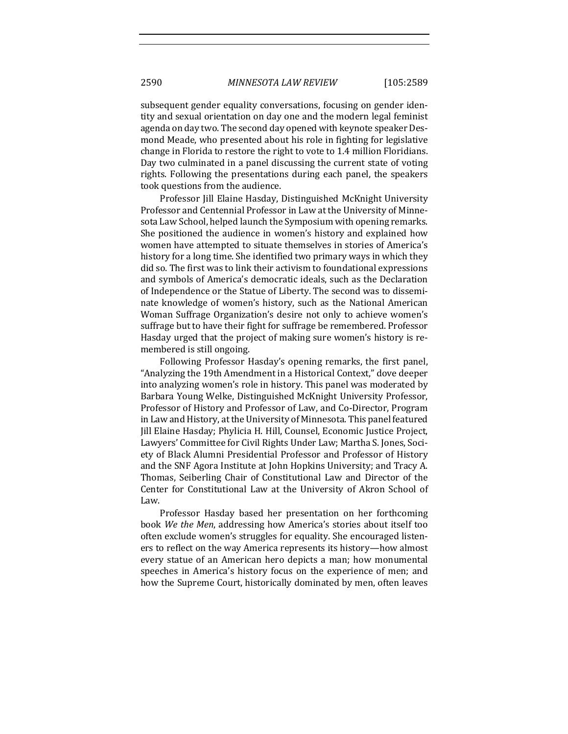subsequent gender equality conversations, focusing on gender identity and sexual orientation on day one and the modern legal feminist agenda on day two. The second day opened with keynote speaker Desmond Meade, who presented about his role in fighting for legislative change in Florida to restore the right to vote to 1.4 million Floridians. Day two culminated in a panel discussing the current state of voting rights. Following the presentations during each panel, the speakers took questions from the audience.

Professor Jill Elaine Hasday, Distinguished McKnight University Professor and Centennial Professor in Law at the University of Minnesota Law School, helped launch the Symposium with opening remarks. She positioned the audience in women's history and explained how women have attempted to situate themselves in stories of America's history for a long time. She identified two primary ways in which they did so. The first was to link their activism to foundational expressions and symbols of America's democratic ideals, such as the Declaration of Independence or the Statue of Liberty. The second was to disseminate knowledge of women's history, such as the National American Woman Suffrage Organization's desire not only to achieve women's suffrage but to have their fight for suffrage be remembered. Professor Hasday urged that the project of making sure women's history is remembered is still ongoing.

Following Professor Hasday's opening remarks, the first panel, "Analyzing the 19th Amendment in a Historical Context," dove deeper into analyzing women's role in history. This panel was moderated by Barbara Young Welke, Distinguished McKnight University Professor, Professor of History and Professor of Law, and Co-Director, Program in Law and History, at the University of Minnesota. This panel featured Jill Elaine Hasday; Phylicia H. Hill, Counsel, Economic Justice Project, Lawyers' Committee for Civil Rights Under Law; Martha S. Jones, Society of Black Alumni Presidential Professor and Professor of History and the SNF Agora Institute at John Hopkins University; and Tracy A. Thomas, Seiberling Chair of Constitutional Law and Director of the Center for Constitutional Law at the University of Akron School of Law.

Professor Hasday based her presentation on her forthcoming book *We the Men*, addressing how America's stories about itself too often exclude women's struggles for equality. She encouraged listeners to reflect on the way America represents its history—how almost every statue of an American hero depicts a man; how monumental speeches in America's history focus on the experience of men; and how the Supreme Court, historically dominated by men, often leaves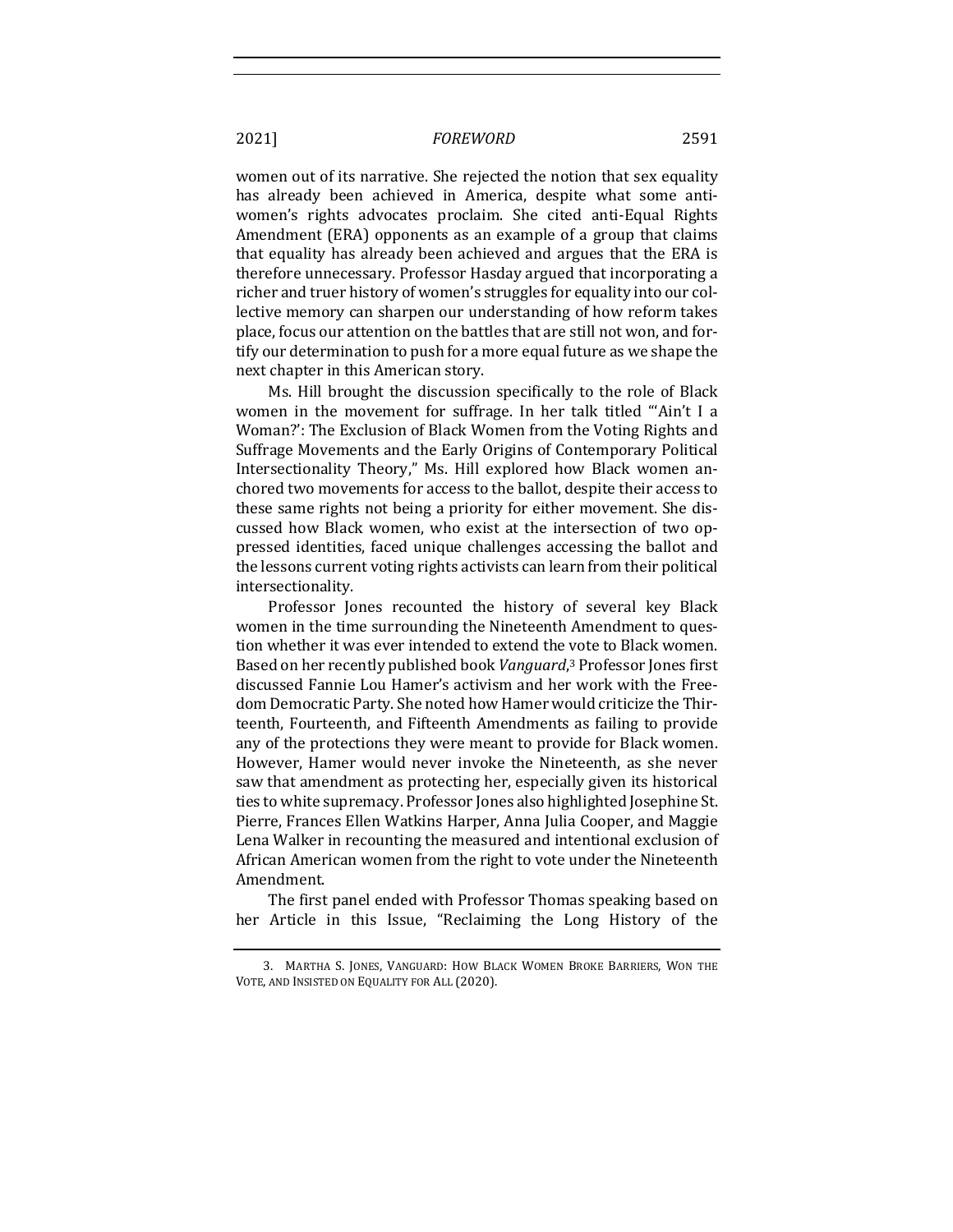women out of its narrative. She rejected the notion that sex equality has already been achieved in America, despite what some anti-women's rights advocates proclaim. She cited anti-Equal Rights Amendment (ERA) opponents as an example of a group that claims that equality has already been achieved and argues that the ERA is therefore unnecessary. Professor Hasday argued that incorporating a richer and truer history of women's struggles for equality into our collective memory can sharpen our understanding of how reform takes place, focus our attention on the battles that are still not won, and fortify our determination to push for a more equal future as we shape the next chapter in this American story.

Ms. Hill brought the discussion specifically to the role of Black women in the movement for suffrage. In her talk titled "'Ain't I a Woman?': The Exclusion of Black Women from the Voting Rights and Suffrage Movements and the Early Origins of Contemporary Political Intersectionality Theory," Ms. Hill explored how Black women anchored two movements for access to the ballot, despite their access to these same rights not being a priority for either movement. She discussed how Black women, who exist at the intersection of two oppressed identities, faced unique challenges accessing the ballot and the lessons current voting rights activists can learn from their political intersectionality.

Professor Jones recounted the history of several key Black women in the time surrounding the Nineteenth Amendment to question whether it was ever intended to extend the vote to Black women. Based on her recently published book *Vanguard*,[3] Professor Jones first discussed Fannie Lou Hamer's activism and her work with the Freedom Democratic Party. She noted how Hamer would criticize the Thirteenth, Fourteenth, and Fifteenth Amendments as failing to provide any of the protections they were meant to provide for Black women. However, Hamer would never invoke the Nineteenth, as she never saw that amendment as protecting her, especially given its historical ties to white supremacy. Professor Jones also highlighted Josephine St. Pierre, Frances Ellen Watkins Harper, Anna Julia Cooper, and Maggie Lena Walker in recounting the measured and intentional exclusion of African American women from the right to vote under the Nineteenth Amendment.

The first panel ended with Professor Thomas speaking based on her Article in this Issue, "Reclaiming the Long History of the

---

3. MARTHA S. JONES, VANGUARD: HOW BLACK WOMEN BROKE BARRIERS, WON THE VOTE, AND INSISTED ON EQUALITY FOR ALL (2020).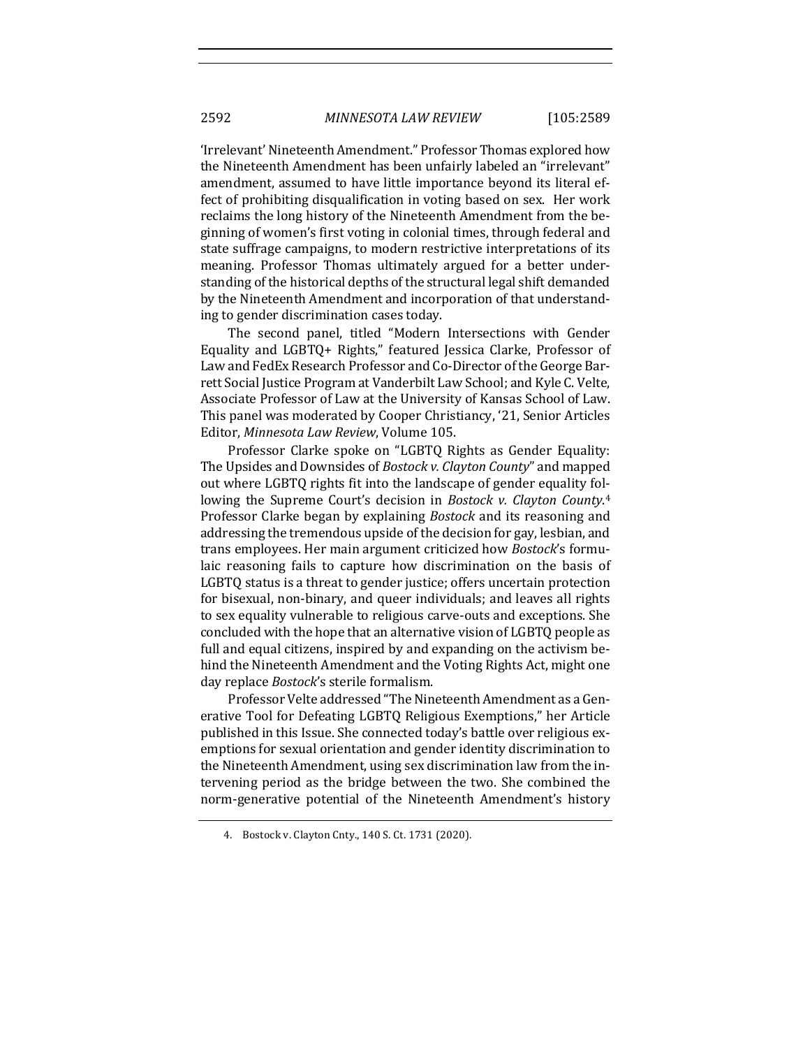'Irrelevant' Nineteenth Amendment." Professor Thomas explored how the Nineteenth Amendment has been unfairly labeled an "irrelevant" amendment, assumed to have little importance beyond its literal effect of prohibiting disqualification in voting based on sex. Her work reclaims the long history of the Nineteenth Amendment from the beginning of women's first voting in colonial times, through federal and state suffrage campaigns, to modern restrictive interpretations of its meaning. Professor Thomas ultimately argued for a better understanding of the historical depths of the structural legal shift demanded by the Nineteenth Amendment and incorporation of that understanding to gender discrimination cases today.

The second panel, titled "Modern Intersections with Gender Equality and LGBTQ+ Rights," featured Jessica Clarke, Professor of Law and FedEx Research Professor and Co-Director of the George Barrett Social Justice Program at Vanderbilt Law School; and Kyle C. Velte, Associate Professor of Law at the University of Kansas School of Law. This panel was moderated by Cooper Christiancy, '21, Senior Articles Editor, *Minnesota Law Review*, Volume 105.

Professor Clarke spoke on "LGBTQ Rights as Gender Equality: The Upsides and Downsides of *Bostock v. Clayton County*" and mapped out where LGBTQ rights fit into the landscape of gender equality following the Supreme Court's decision in *Bostock v. Clayton County*.[4] Professor Clarke began by explaining *Bostock* and its reasoning and addressing the tremendous upside of the decision for gay, lesbian, and trans employees. Her main argument criticized how *Bostock*'s formulaic reasoning fails to capture how discrimination on the basis of LGBTQ status is a threat to gender justice; offers uncertain protection for bisexual, non-binary, and queer individuals; and leaves all rights to sex equality vulnerable to religious carve-outs and exceptions. She concluded with the hope that an alternative vision of LGBTQ people as full and equal citizens, inspired by and expanding on the activism behind the Nineteenth Amendment and the Voting Rights Act, might one day replace *Bostock*'s sterile formalism.

Professor Velte addressed "The Nineteenth Amendment as a Generative Tool for Defeating LGBTQ Religious Exemptions," her Article published in this Issue. She connected today's battle over religious exemptions for sexual orientation and gender identity discrimination to the Nineteenth Amendment, using sex discrimination law from the intervening period as the bridge between the two. She combined the norm-generative potential of the Nineteenth Amendment's history

4. Bostock v. Clayton Cnty., 140 S. Ct. 1731 (2020).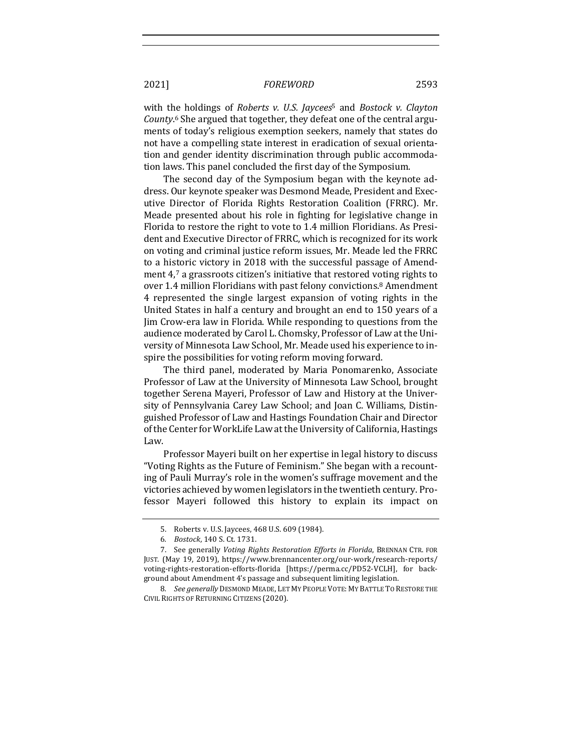with the holdings of *Roberts v. U.S. Jaycees*[5] and *Bostock v. Clayton County*.[6] She argued that together, they defeat one of the central arguments of today's religious exemption seekers, namely that states do not have a compelling state interest in eradication of sexual orientation and gender identity discrimination through public accommodation laws. This panel concluded the first day of the Symposium.

The second day of the Symposium began with the keynote address. Our keynote speaker was Desmond Meade, President and Executive Director of Florida Rights Restoration Coalition (FRRC). Mr. Meade presented about his role in fighting for legislative change in Florida to restore the right to vote to 1.4 million Floridians. As President and Executive Director of FRRC, which is recognized for its work on voting and criminal justice reform issues, Mr. Meade led the FRRC to a historic victory in 2018 with the successful passage of Amendment 4,[7] a grassroots citizen's initiative that restored voting rights to over 1.4 million Floridians with past felony convictions.[8] Amendment 4 represented the single largest expansion of voting rights in the United States in half a century and brought an end to 150 years of a Jim Crow-era law in Florida. While responding to questions from the audience moderated by Carol L. Chomsky, Professor of Law at the University of Minnesota Law School, Mr. Meade used his experience to inspire the possibilities for voting reform moving forward.

The third panel, moderated by Maria Ponomarenko, Associate Professor of Law at the University of Minnesota Law School, brought together Serena Mayeri, Professor of Law and History at the University of Pennsylvania Carey Law School; and Joan C. Williams, Distinguished Professor of Law and Hastings Foundation Chair and Director of the Center for WorkLife Law at the University of California, Hastings Law.

Professor Mayeri built on her expertise in legal history to discuss "Voting Rights as the Future of Feminism." She began with a recounting of Pauli Murray's role in the women's suffrage movement and the victories achieved by women legislators in the twentieth century. Professor Mayeri followed this history to explain its impact on

---

5. Roberts v. U.S. Jaycees, 468 U.S. 609 (1984).

6. *Bostock*, 140 S. Ct. 1731.

7. See generally *Voting Rights Restoration Efforts in Florida*, BRENNAN CTR. FOR JUST. (May 19, 2019), https://www.brennancenter.org/our-work/research-reports/voting-rights-restoration-efforts-florida [https://perma.cc/PD52-VCLH], for background about Amendment 4's passage and subsequent limiting legislation.

8. *See generally* DESMOND MEADE, LET MY PEOPLE VOTE: MY BATTLE TO RESTORE THE CIVIL RIGHTS OF RETURNING CITIZENS (2020).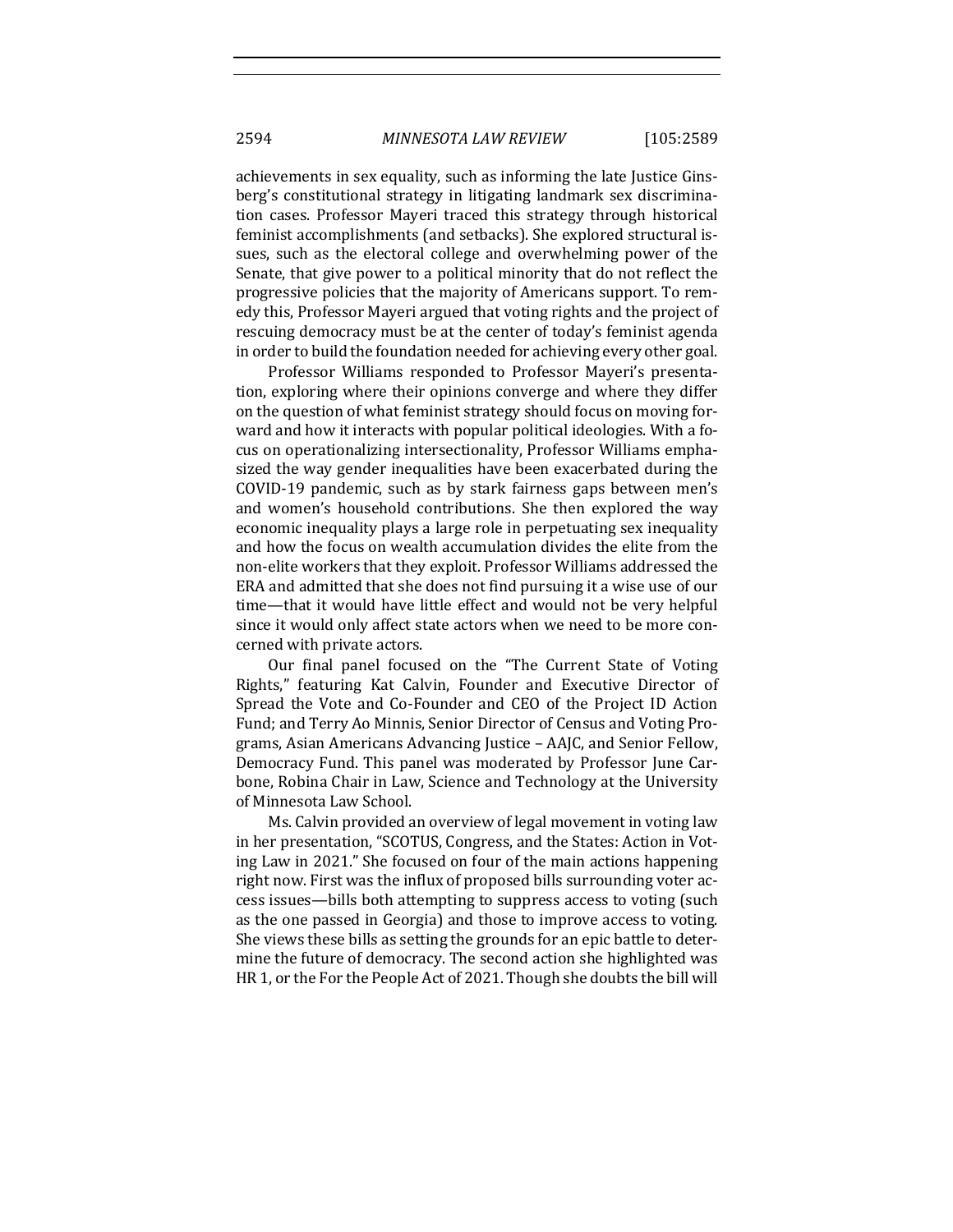achievements in sex equality, such as informing the late Justice Ginsberg's constitutional strategy in litigating landmark sex discrimination cases. Professor Mayeri traced this strategy through historical feminist accomplishments (and setbacks). She explored structural issues, such as the electoral college and overwhelming power of the Senate, that give power to a political minority that do not reflect the progressive policies that the majority of Americans support. To remedy this, Professor Mayeri argued that voting rights and the project of rescuing democracy must be at the center of today's feminist agenda in order to build the foundation needed for achieving every other goal.

Professor Williams responded to Professor Mayeri's presentation, exploring where their opinions converge and where they differ on the question of what feminist strategy should focus on moving forward and how it interacts with popular political ideologies. With a focus on operationalizing intersectionality, Professor Williams emphasized the way gender inequalities have been exacerbated during the COVID-19 pandemic, such as by stark fairness gaps between men's and women's household contributions. She then explored the way economic inequality plays a large role in perpetuating sex inequality and how the focus on wealth accumulation divides the elite from the non-elite workers that they exploit. Professor Williams addressed the ERA and admitted that she does not find pursuing it a wise use of our time—that it would have little effect and would not be very helpful since it would only affect state actors when we need to be more concerned with private actors.

Our final panel focused on the "The Current State of Voting Rights," featuring Kat Calvin, Founder and Executive Director of Spread the Vote and Co-Founder and CEO of the Project ID Action Fund; and Terry Ao Minnis, Senior Director of Census and Voting Programs, Asian Americans Advancing Justice – AAJC, and Senior Fellow, Democracy Fund. This panel was moderated by Professor June Carbone, Robina Chair in Law, Science and Technology at the University of Minnesota Law School.

Ms. Calvin provided an overview of legal movement in voting law in her presentation, "SCOTUS, Congress, and the States: Action in Voting Law in 2021." She focused on four of the main actions happening right now. First was the influx of proposed bills surrounding voter access issues—bills both attempting to suppress access to voting (such as the one passed in Georgia) and those to improve access to voting. She views these bills as setting the grounds for an epic battle to determine the future of democracy. The second action she highlighted was HR 1, or the For the People Act of 2021. Though she doubts the bill will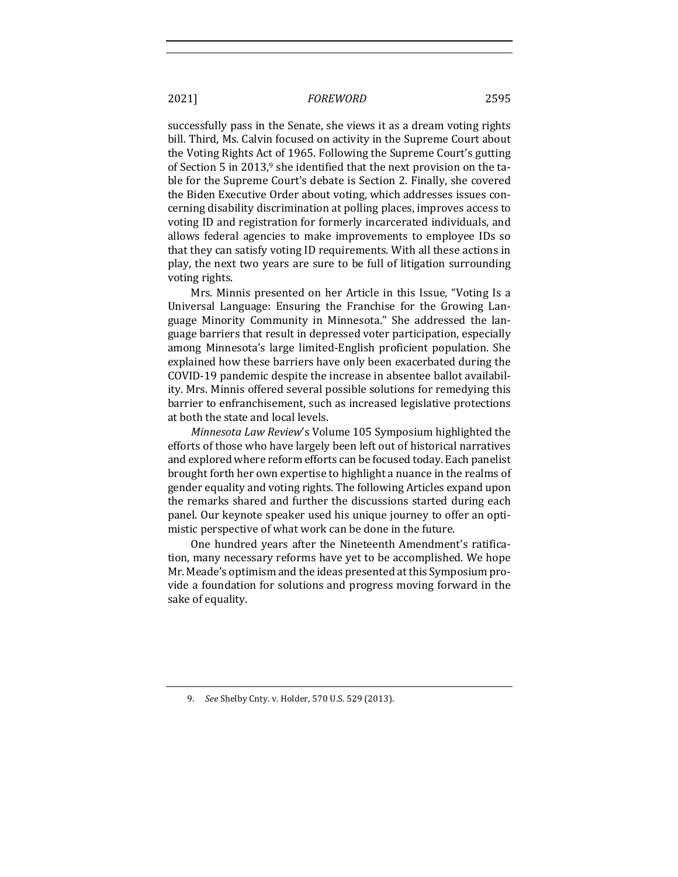successfully pass in the Senate, she views it as a dream voting rights bill. Third, Ms. Calvin focused on activity in the Supreme Court about the Voting Rights Act of 1965. Following the Supreme Court's gutting of Section 5 in 2013,[9] she identified that the next provision on the table for the Supreme Court's debate is Section 2. Finally, she covered the Biden Executive Order about voting, which addresses issues concerning disability discrimination at polling places, improves access to voting ID and registration for formerly incarcerated individuals, and allows federal agencies to make improvements to employee IDs so that they can satisfy voting ID requirements. With all these actions in play, the next two years are sure to be full of litigation surrounding voting rights.

Mrs. Minnis presented on her Article in this Issue, "Voting Is a Universal Language: Ensuring the Franchise for the Growing Language Minority Community in Minnesota." She addressed the language barriers that result in depressed voter participation, especially among Minnesota's large limited-English proficient population. She explained how these barriers have only been exacerbated during the COVID-19 pandemic despite the increase in absentee ballot availability. Mrs. Minnis offered several possible solutions for remedying this barrier to enfranchisement, such as increased legislative protections at both the state and local levels.

*Minnesota Law Review*'s Volume 105 Symposium highlighted the efforts of those who have largely been left out of historical narratives and explored where reform efforts can be focused today. Each panelist brought forth her own expertise to highlight a nuance in the realms of gender equality and voting rights. The following Articles expand upon the remarks shared and further the discussions started during each panel. Our keynote speaker used his unique journey to offer an optimistic perspective of what work can be done in the future.

One hundred years after the Nineteenth Amendment's ratification, many necessary reforms have yet to be accomplished. We hope Mr. Meade's optimism and the ideas presented at this Symposium provide a foundation for solutions and progress moving forward in the sake of equality.

9. *See* Shelby Cnty. v. Holder, 570 U.S. 529 (2013).